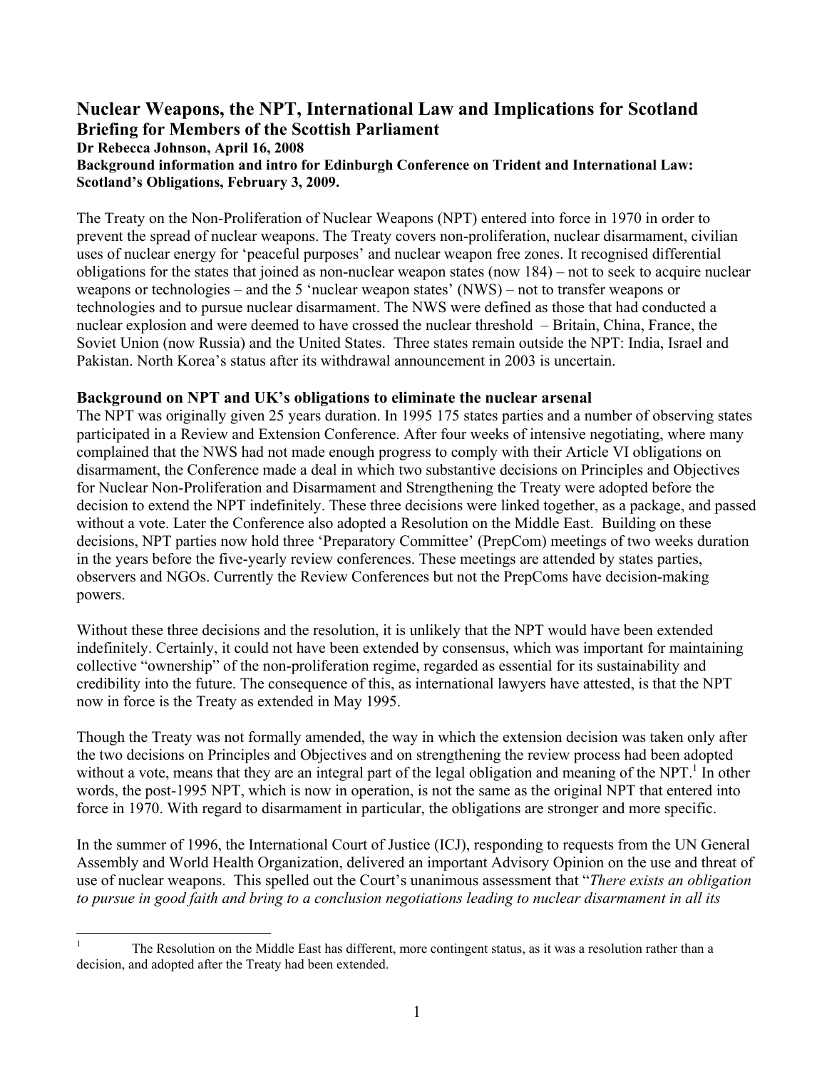# Nuclear Weapons, the NPT, International Law and Implications for Scotland

**Briefing for Members of the Scottish Parliament**

**Dr Rebecca Johnson, April 16, 2008**

**Background information and intro for Edinburgh Conference on Trident and International Law: Scotland's Obligations, February 3, 2009.**

The Treaty on the Non-Proliferation of Nuclear Weapons (NPT) entered into force in 1970 in order to prevent the spread of nuclear weapons. The Treaty covers non-proliferation, nuclear disarmament, civilian uses of nuclear energy for 'peaceful purposes' and nuclear weapon free zones. It recognised differential obligations for the states that joined as non-nuclear weapon states (now 184) – not to seek to acquire nuclear weapons or technologies – and the 5 'nuclear weapon states' (NWS) – not to transfer weapons or technologies and to pursue nuclear disarmament. The NWS were defined as those that had conducted a nuclear explosion and were deemed to have crossed the nuclear threshold – Britain, China, France, the Soviet Union (now Russia) and the United States. Three states remain outside the NPT: India, Israel and Pakistan. North Korea's status after its withdrawal announcement in 2003 is uncertain.

## Background on NPT and UK's obligations to eliminate the nuclear arsenal

The NPT was originally given 25 years duration. In 1995 175 states parties and a number of observing states participated in a Review and Extension Conference. After four weeks of intensive negotiating, where many complained that the NWS had not made enough progress to comply with their Article VI obligations on disarmament, the Conference made a deal in which two substantive decisions on Principles and Objectives for Nuclear Non-Proliferation and Disarmament and Strengthening the Treaty were adopted before the decision to extend the NPT indefinitely. These three decisions were linked together, as a package, and passed without a vote. Later the Conference also adopted a Resolution on the Middle East. Building on these decisions, NPT parties now hold three 'Preparatory Committee' (PrepCom) meetings of two weeks duration in the years before the five-yearly review conferences. These meetings are attended by states parties, observers and NGOs. Currently the Review Conferences but not the PrepComs have decision-making powers.

Without these three decisions and the resolution, it is unlikely that the NPT would have been extended indefinitely. Certainly, it could not have been extended by consensus, which was important for maintaining collective "ownership" of the non-proliferation regime, regarded as essential for its sustainability and credibility into the future. The consequence of this, as international lawyers have attested, is that the NPT now in force is the Treaty as extended in May 1995.

Though the Treaty was not formally amended, the way in which the extension decision was taken only after the two decisions on Principles and Objectives and on strengthening the review process had been adopted without a vote, means that they are an integral part of the legal obligation and meaning of the NPT.[1] In other words, the post-1995 NPT, which is now in operation, is not the same as the original NPT that entered into force in 1970. With regard to disarmament in particular, the obligations are stronger and more specific.

In the summer of 1996, the International Court of Justice (ICJ), responding to requests from the UN General Assembly and World Health Organization, delivered an important Advisory Opinion on the use and threat of use of nuclear weapons. This spelled out the Court's unanimous assessment that "*There exists an obligation to pursue in good faith and bring to a conclusion negotiations leading to nuclear disarmament in all its*

---

[1] The Resolution on the Middle East has different, more contingent status, as it was a resolution rather than a decision, and adopted after the Treaty had been extended.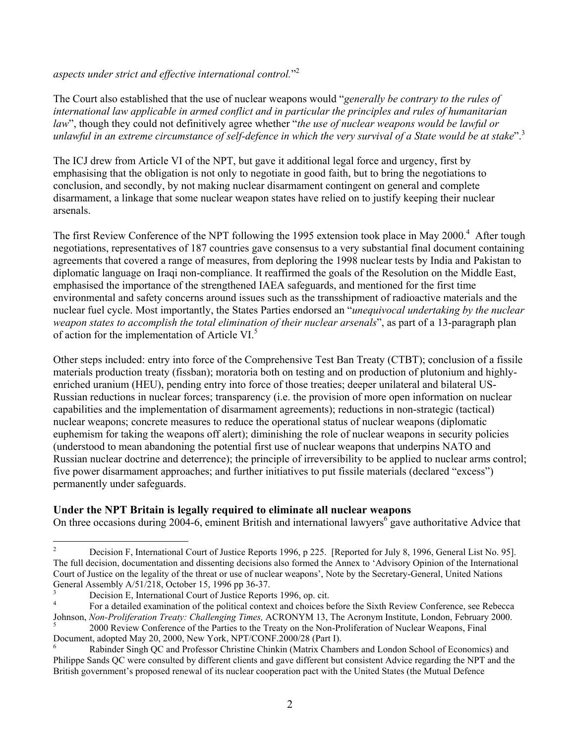*aspects under strict and effective international control.*"[2]

The Court also established that the use of nuclear weapons would "*generally be contrary to the rules of international law applicable in armed conflict and in particular the principles and rules of humanitarian law*", though they could not definitively agree whether "*the use of nuclear weapons would be lawful or unlawful in an extreme circumstance of self-defence in which the very survival of a State would be at stake*".[3]

The ICJ drew from Article VI of the NPT, but gave it additional legal force and urgency, first by emphasising that the obligation is not only to negotiate in good faith, but to bring the negotiations to conclusion, and secondly, by not making nuclear disarmament contingent on general and complete disarmament, a linkage that some nuclear weapon states have relied on to justify keeping their nuclear arsenals.

The first Review Conference of the NPT following the 1995 extension took place in May 2000.[4] After tough negotiations, representatives of 187 countries gave consensus to a very substantial final document containing agreements that covered a range of measures, from deploring the 1998 nuclear tests by India and Pakistan to diplomatic language on Iraqi non-compliance. It reaffirmed the goals of the Resolution on the Middle East, emphasised the importance of the strengthened IAEA safeguards, and mentioned for the first time environmental and safety concerns around issues such as the transshipment of radioactive materials and the nuclear fuel cycle. Most importantly, the States Parties endorsed an "*unequivocal undertaking by the nuclear weapon states to accomplish the total elimination of their nuclear arsenals*", as part of a 13-paragraph plan of action for the implementation of Article VI.[5]

Other steps included: entry into force of the Comprehensive Test Ban Treaty (CTBT); conclusion of a fissile materials production treaty (fissban); moratoria both on testing and on production of plutonium and highly-enriched uranium (HEU), pending entry into force of those treaties; deeper unilateral and bilateral US-Russian reductions in nuclear forces; transparency (i.e. the provision of more open information on nuclear capabilities and the implementation of disarmament agreements); reductions in non-strategic (tactical) nuclear weapons; concrete measures to reduce the operational status of nuclear weapons (diplomatic euphemism for taking the weapons off alert); diminishing the role of nuclear weapons in security policies (understood to mean abandoning the potential first use of nuclear weapons that underpins NATO and Russian nuclear doctrine and deterrence); the principle of irreversibility to be applied to nuclear arms control; five power disarmament approaches; and further initiatives to put fissile materials (declared "excess") permanently under safeguards.

**Under the NPT Britain is legally required to eliminate all nuclear weapons**

On three occasions during 2004-6, eminent British and international lawyers[6] gave authoritative Advice that

---

[2] Decision F, International Court of Justice Reports 1996, p 225. [Reported for July 8, 1996, General List No. 95]. The full decision, documentation and dissenting decisions also formed the Annex to 'Advisory Opinion of the International Court of Justice on the legality of the threat or use of nuclear weapons', Note by the Secretary-General, United Nations General Assembly A/51/218, October 15, 1996 pp 36-37.

[3] Decision E, International Court of Justice Reports 1996, op. cit.

[4] For a detailed examination of the political context and choices before the Sixth Review Conference, see Rebecca Johnson, *Non-Proliferation Treaty: Challenging Times,* ACRONYM 13, The Acronym Institute, London, February 2000.

[5] 2000 Review Conference of the Parties to the Treaty on the Non-Proliferation of Nuclear Weapons, Final Document, adopted May 20, 2000, New York, NPT/CONF.2000/28 (Part I).

[6] Rabinder Singh QC and Professor Christine Chinkin (Matrix Chambers and London School of Economics) and Philippe Sands QC were consulted by different clients and gave different but consistent Advice regarding the NPT and the British government's proposed renewal of its nuclear cooperation pact with the United States (the Mutual Defence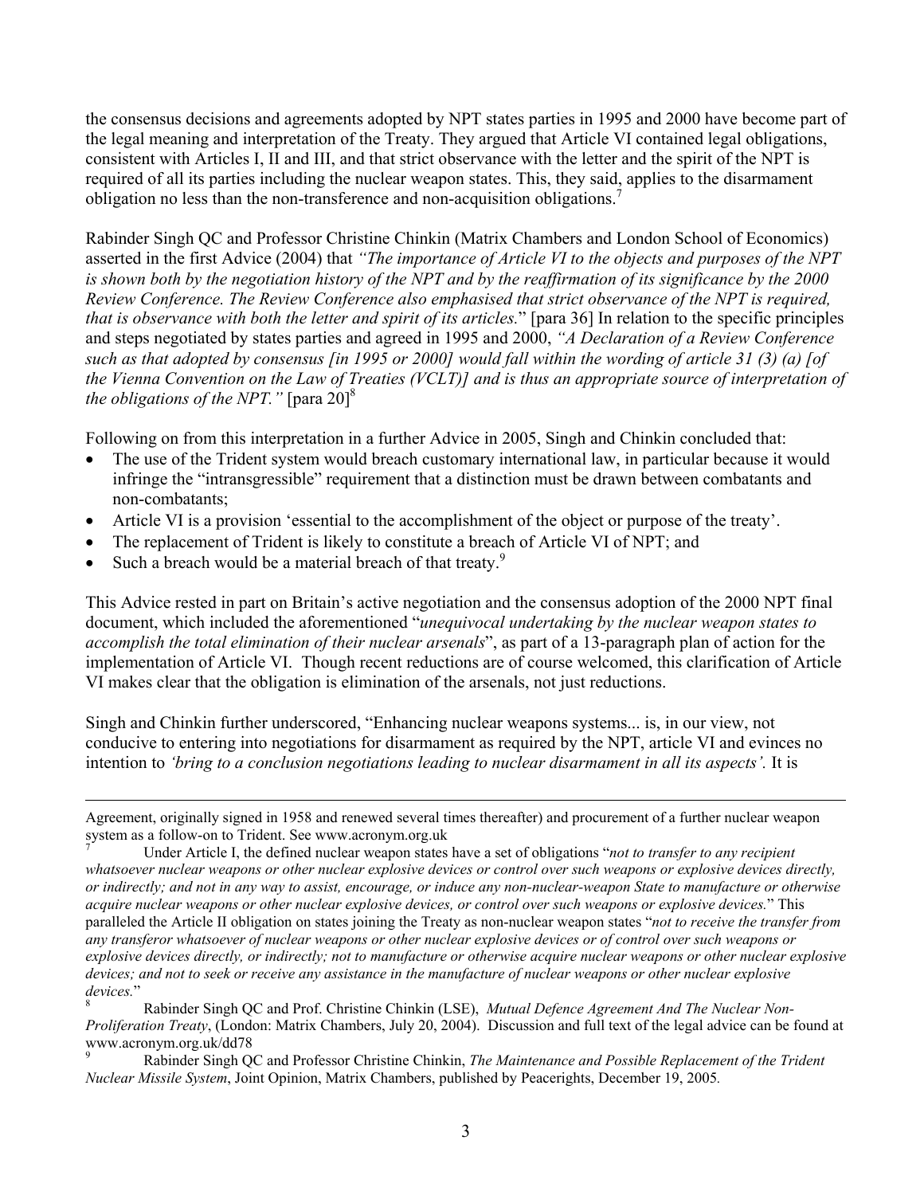the consensus decisions and agreements adopted by NPT states parties in 1995 and 2000 have become part of the legal meaning and interpretation of the Treaty. They argued that Article VI contained legal obligations, consistent with Articles I, II and III, and that strict observance with the letter and the spirit of the NPT is required of all its parties including the nuclear weapon states. This, they said, applies to the disarmament obligation no less than the non-transference and non-acquisition obligations.[7]

Rabinder Singh QC and Professor Christine Chinkin (Matrix Chambers and London School of Economics) asserted in the first Advice (2004) that *"The importance of Article VI to the objects and purposes of the NPT is shown both by the negotiation history of the NPT and by the reaffirmation of its significance by the 2000 Review Conference. The Review Conference also emphasised that strict observance of the NPT is required, that is observance with both the letter and spirit of its articles.*" [para 36] In relation to the specific principles and steps negotiated by states parties and agreed in 1995 and 2000, *"A Declaration of a Review Conference such as that adopted by consensus [in 1995 or 2000] would fall within the wording of article 31 (3) (a) [of the Vienna Convention on the Law of Treaties (VCLT)] and is thus an appropriate source of interpretation of the obligations of the NPT."* [para 20][8]

Following on from this interpretation in a further Advice in 2005, Singh and Chinkin concluded that:

- The use of the Trident system would breach customary international law, in particular because it would infringe the "intransgressible" requirement that a distinction must be drawn between combatants and non-combatants;
- Article VI is a provision 'essential to the accomplishment of the object or purpose of the treaty'.
- The replacement of Trident is likely to constitute a breach of Article VI of NPT; and
- Such a breach would be a material breach of that treaty.[9]

This Advice rested in part on Britain's active negotiation and the consensus adoption of the 2000 NPT final document, which included the aforementioned "*unequivocal undertaking by the nuclear weapon states to accomplish the total elimination of their nuclear arsenals*", as part of a 13-paragraph plan of action for the implementation of Article VI. Though recent reductions are of course welcomed, this clarification of Article VI makes clear that the obligation is elimination of the arsenals, not just reductions.

Singh and Chinkin further underscored, "Enhancing nuclear weapons systems... is, in our view, not conducive to entering into negotiations for disarmament as required by the NPT, article VI and evinces no intention to *'bring to a conclusion negotiations leading to nuclear disarmament in all its aspects'.* It is

---

Agreement, originally signed in 1958 and renewed several times thereafter) and procurement of a further nuclear weapon system as a follow-on to Trident. See www.acronym.org.uk

[7] Under Article I, the defined nuclear weapon states have a set of obligations "*not to transfer to any recipient whatsoever nuclear weapons or other nuclear explosive devices or control over such weapons or explosive devices directly, or indirectly; and not in any way to assist, encourage, or induce any non-nuclear-weapon State to manufacture or otherwise acquire nuclear weapons or other nuclear explosive devices, or control over such weapons or explosive devices.*" This paralleled the Article II obligation on states joining the Treaty as non-nuclear weapon states "*not to receive the transfer from any transferor whatsoever of nuclear weapons or other nuclear explosive devices or of control over such weapons or explosive devices directly, or indirectly; not to manufacture or otherwise acquire nuclear weapons or other nuclear explosive devices; and not to seek or receive any assistance in the manufacture of nuclear weapons or other nuclear explosive devices.*"

[8] Rabinder Singh QC and Prof. Christine Chinkin (LSE), *Mutual Defence Agreement And The Nuclear Non-Proliferation Treaty*, (London: Matrix Chambers, July 20, 2004). Discussion and full text of the legal advice can be found at www.acronym.org.uk/dd78

[9] Rabinder Singh QC and Professor Christine Chinkin, *The Maintenance and Possible Replacement of the Trident Nuclear Missile System*, Joint Opinion, Matrix Chambers, published by Peacerights, December 19, 2005.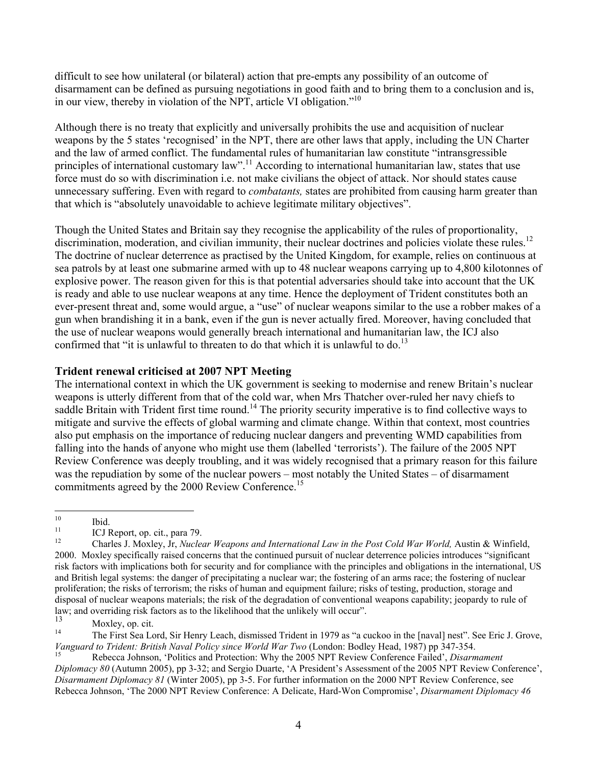difficult to see how unilateral (or bilateral) action that pre-empts any possibility of an outcome of disarmament can be defined as pursuing negotiations in good faith and to bring them to a conclusion and is, in our view, thereby in violation of the NPT, article VI obligation."[10]

Although there is no treaty that explicitly and universally prohibits the use and acquisition of nuclear weapons by the 5 states 'recognised' in the NPT, there are other laws that apply, including the UN Charter and the law of armed conflict. The fundamental rules of humanitarian law constitute "intransgressible principles of international customary law".[11] According to international humanitarian law, states that use force must do so with discrimination i.e. not make civilians the object of attack. Nor should states cause unnecessary suffering. Even with regard to *combatants,* states are prohibited from causing harm greater than that which is "absolutely unavoidable to achieve legitimate military objectives".

Though the United States and Britain say they recognise the applicability of the rules of proportionality, discrimination, moderation, and civilian immunity, their nuclear doctrines and policies violate these rules.[12] The doctrine of nuclear deterrence as practised by the United Kingdom, for example, relies on continuous at sea patrols by at least one submarine armed with up to 48 nuclear weapons carrying up to 4,800 kilotonnes of explosive power. The reason given for this is that potential adversaries should take into account that the UK is ready and able to use nuclear weapons at any time. Hence the deployment of Trident constitutes both an ever-present threat and, some would argue, a "use" of nuclear weapons similar to the use a robber makes of a gun when brandishing it in a bank, even if the gun is never actually fired. Moreover, having concluded that the use of nuclear weapons would generally breach international and humanitarian law, the ICJ also confirmed that "it is unlawful to threaten to do that which it is unlawful to do.[13]

## Trident renewal criticised at 2007 NPT Meeting

The international context in which the UK government is seeking to modernise and renew Britain's nuclear weapons is utterly different from that of the cold war, when Mrs Thatcher over-ruled her navy chiefs to saddle Britain with Trident first time round.[14] The priority security imperative is to find collective ways to mitigate and survive the effects of global warming and climate change. Within that context, most countries also put emphasis on the importance of reducing nuclear dangers and preventing WMD capabilities from falling into the hands of anyone who might use them (labelled 'terrorists'). The failure of the 2005 NPT Review Conference was deeply troubling, and it was widely recognised that a primary reason for this failure was the repudiation by some of the nuclear powers – most notably the United States – of disarmament commitments agreed by the 2000 Review Conference.[15]

---

[10] Ibid.

[11] ICJ Report, op. cit., para 79.

[12] Charles J. Moxley, Jr, *Nuclear Weapons and International Law in the Post Cold War World,* Austin & Winfield, 2000. Moxley specifically raised concerns that the continued pursuit of nuclear deterrence policies introduces "significant risk factors with implications both for security and for compliance with the principles and obligations in the international, US and British legal systems: the danger of precipitating a nuclear war; the fostering of an arms race; the fostering of nuclear proliferation; the risks of terrorism; the risks of human and equipment failure; risks of testing, production, storage and disposal of nuclear weapons materials; the risk of the degradation of conventional weapons capability; jeopardy to rule of law; and overriding risk factors as to the likelihood that the unlikely will occur".

[13] Moxley, op. cit.

[14] The First Sea Lord, Sir Henry Leach, dismissed Trident in 1979 as "a cuckoo in the [naval] nest". See Eric J. Grove, *Vanguard to Trident: British Naval Policy since World War Two* (London: Bodley Head, 1987) pp 347-354.

[15] Rebecca Johnson, 'Politics and Protection: Why the 2005 NPT Review Conference Failed', *Disarmament Diplomacy 80* (Autumn 2005), pp 3-32; and Sergio Duarte, 'A President's Assessment of the 2005 NPT Review Conference', *Disarmament Diplomacy 81* (Winter 2005), pp 3-5. For further information on the 2000 NPT Review Conference, see Rebecca Johnson, 'The 2000 NPT Review Conference: A Delicate, Hard-Won Compromise', *Disarmament Diplomacy 46*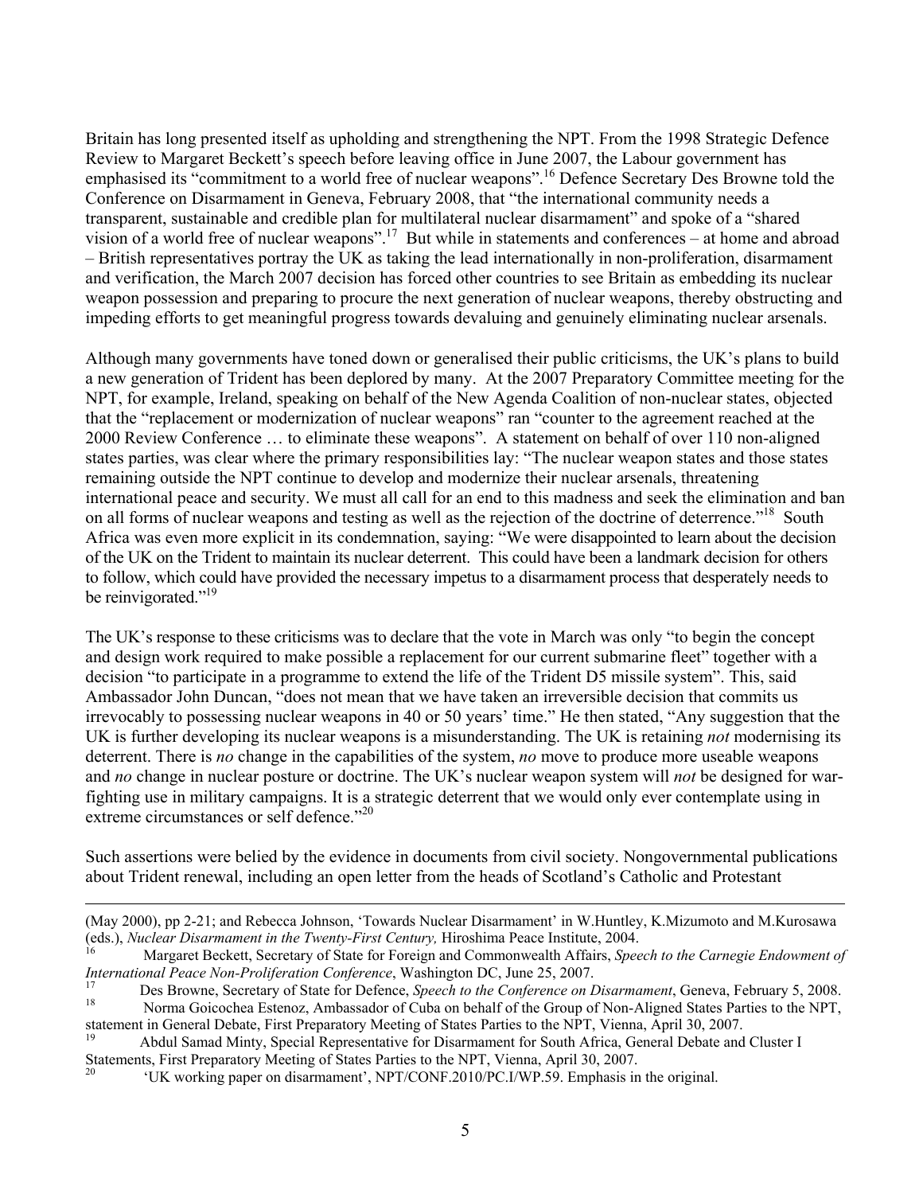Britain has long presented itself as upholding and strengthening the NPT. From the 1998 Strategic Defence Review to Margaret Beckett's speech before leaving office in June 2007, the Labour government has emphasised its "commitment to a world free of nuclear weapons".[16] Defence Secretary Des Browne told the Conference on Disarmament in Geneva, February 2008, that "the international community needs a transparent, sustainable and credible plan for multilateral nuclear disarmament" and spoke of a "shared vision of a world free of nuclear weapons".[17] But while in statements and conferences – at home and abroad – British representatives portray the UK as taking the lead internationally in non-proliferation, disarmament and verification, the March 2007 decision has forced other countries to see Britain as embedding its nuclear weapon possession and preparing to procure the next generation of nuclear weapons, thereby obstructing and impeding efforts to get meaningful progress towards devaluing and genuinely eliminating nuclear arsenals.

Although many governments have toned down or generalised their public criticisms, the UK's plans to build a new generation of Trident has been deplored by many. At the 2007 Preparatory Committee meeting for the NPT, for example, Ireland, speaking on behalf of the New Agenda Coalition of non-nuclear states, objected that the "replacement or modernization of nuclear weapons" ran "counter to the agreement reached at the 2000 Review Conference … to eliminate these weapons". A statement on behalf of over 110 non-aligned states parties, was clear where the primary responsibilities lay: "The nuclear weapon states and those states remaining outside the NPT continue to develop and modernize their nuclear arsenals, threatening international peace and security. We must all call for an end to this madness and seek the elimination and ban on all forms of nuclear weapons and testing as well as the rejection of the doctrine of deterrence."[18] South Africa was even more explicit in its condemnation, saying: "We were disappointed to learn about the decision of the UK on the Trident to maintain its nuclear deterrent. This could have been a landmark decision for others to follow, which could have provided the necessary impetus to a disarmament process that desperately needs to be reinvigorated."[19]

The UK's response to these criticisms was to declare that the vote in March was only "to begin the concept and design work required to make possible a replacement for our current submarine fleet" together with a decision "to participate in a programme to extend the life of the Trident D5 missile system". This, said Ambassador John Duncan, "does not mean that we have taken an irreversible decision that commits us irrevocably to possessing nuclear weapons in 40 or 50 years' time." He then stated, "Any suggestion that the UK is further developing its nuclear weapons is a misunderstanding. The UK is retaining *not* modernising its deterrent. There is *no* change in the capabilities of the system, *no* move to produce more useable weapons and *no* change in nuclear posture or doctrine. The UK's nuclear weapon system will *not* be designed for war-fighting use in military campaigns. It is a strategic deterrent that we would only ever contemplate using in extreme circumstances or self defence."[20]

Such assertions were belied by the evidence in documents from civil society. Nongovernmental publications about Trident renewal, including an open letter from the heads of Scotland's Catholic and Protestant

---

(May 2000), pp 2-21; and Rebecca Johnson, 'Towards Nuclear Disarmament' in W.Huntley, K.Mizumoto and M.Kurosawa (eds.), *Nuclear Disarmament in the Twenty-First Century,* Hiroshima Peace Institute, 2004.

[16] Margaret Beckett, Secretary of State for Foreign and Commonwealth Affairs, *Speech to the Carnegie Endowment of International Peace Non-Proliferation Conference*, Washington DC, June 25, 2007.

[17] Des Browne, Secretary of State for Defence, *Speech to the Conference on Disarmament*, Geneva, February 5, 2008.

[18] Norma Goicochea Estenoz, Ambassador of Cuba on behalf of the Group of Non-Aligned States Parties to the NPT, statement in General Debate, First Preparatory Meeting of States Parties to the NPT, Vienna, April 30, 2007.

[19] Abdul Samad Minty, Special Representative for Disarmament for South Africa, General Debate and Cluster I Statements, First Preparatory Meeting of States Parties to the NPT, Vienna, April 30, 2007.

[20] 'UK working paper on disarmament', NPT/CONF.2010/PC.I/WP.59. Emphasis in the original.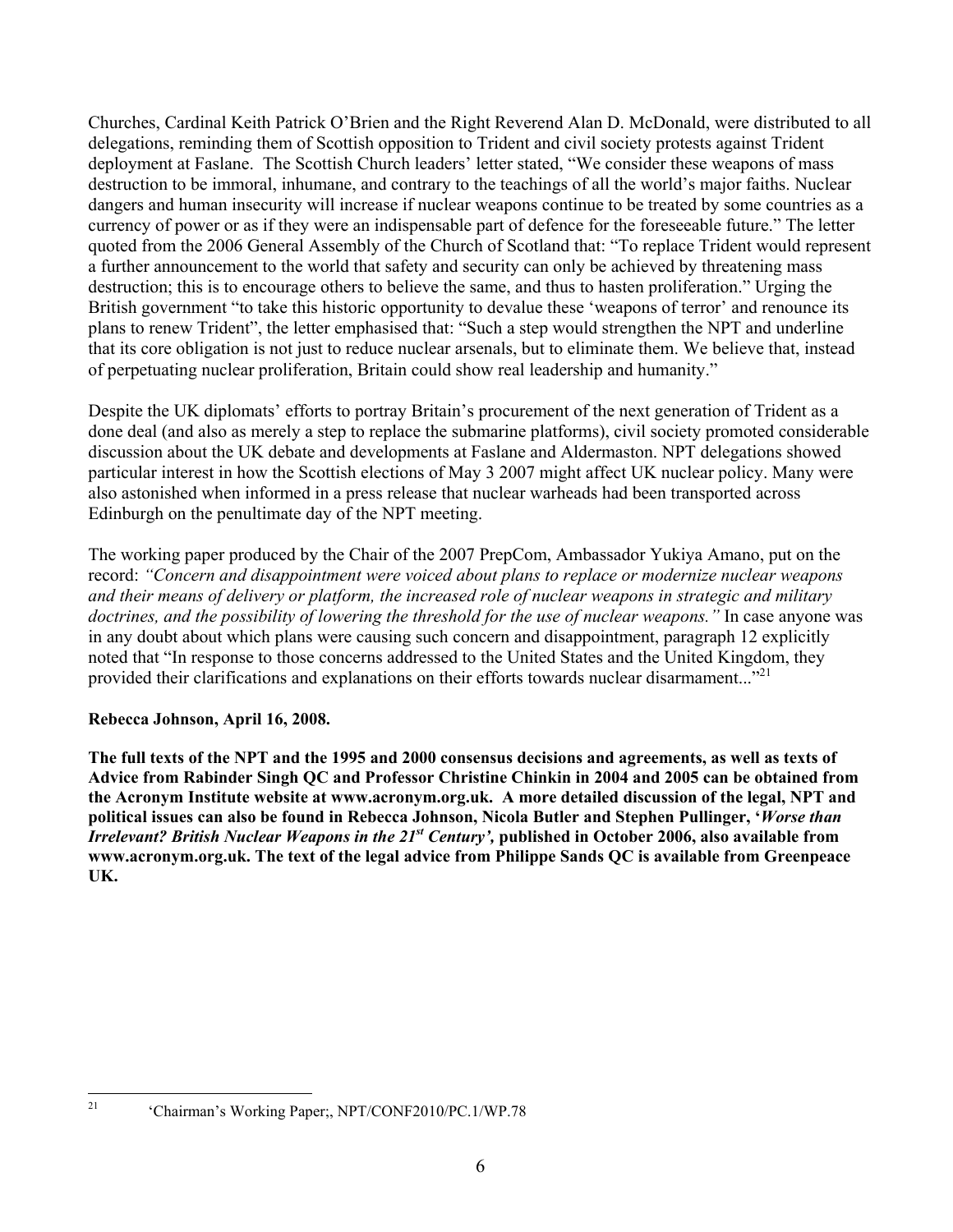Churches, Cardinal Keith Patrick O'Brien and the Right Reverend Alan D. McDonald, were distributed to all delegations, reminding them of Scottish opposition to Trident and civil society protests against Trident deployment at Faslane. The Scottish Church leaders' letter stated, "We consider these weapons of mass destruction to be immoral, inhumane, and contrary to the teachings of all the world's major faiths. Nuclear dangers and human insecurity will increase if nuclear weapons continue to be treated by some countries as a currency of power or as if they were an indispensable part of defence for the foreseeable future." The letter quoted from the 2006 General Assembly of the Church of Scotland that: "To replace Trident would represent a further announcement to the world that safety and security can only be achieved by threatening mass destruction; this is to encourage others to believe the same, and thus to hasten proliferation." Urging the British government "to take this historic opportunity to devalue these 'weapons of terror' and renounce its plans to renew Trident", the letter emphasised that: "Such a step would strengthen the NPT and underline that its core obligation is not just to reduce nuclear arsenals, but to eliminate them. We believe that, instead of perpetuating nuclear proliferation, Britain could show real leadership and humanity."

Despite the UK diplomats' efforts to portray Britain's procurement of the next generation of Trident as a done deal (and also as merely a step to replace the submarine platforms), civil society promoted considerable discussion about the UK debate and developments at Faslane and Aldermaston. NPT delegations showed particular interest in how the Scottish elections of May 3 2007 might affect UK nuclear policy. Many were also astonished when informed in a press release that nuclear warheads had been transported across Edinburgh on the penultimate day of the NPT meeting.

The working paper produced by the Chair of the 2007 PrepCom, Ambassador Yukiya Amano, put on the record: *"Concern and disappointment were voiced about plans to replace or modernize nuclear weapons and their means of delivery or platform, the increased role of nuclear weapons in strategic and military doctrines, and the possibility of lowering the threshold for the use of nuclear weapons."* In case anyone was in any doubt about which plans were causing such concern and disappointment, paragraph 12 explicitly noted that "In response to those concerns addressed to the United States and the United Kingdom, they provided their clarifications and explanations on their efforts towards nuclear disarmament..."[21]

**Rebecca Johnson, April 16, 2008.**

**The full texts of the NPT and the 1995 and 2000 consensus decisions and agreements, as well as texts of Advice from Rabinder Singh QC and Professor Christine Chinkin in 2004 and 2005 can be obtained from the Acronym Institute website at www.acronym.org.uk. A more detailed discussion of the legal, NPT and political issues can also be found in Rebecca Johnson, Nicola Butler and Stephen Pullinger, '*Worse than Irrelevant? British Nuclear Weapons in the 21st Century'*, published in October 2006, also available from www.acronym.org.uk. The text of the legal advice from Philippe Sands QC is available from Greenpeace UK.**

---

[21] 'Chairman's Working Paper;, NPT/CONF2010/PC.1/WP.78